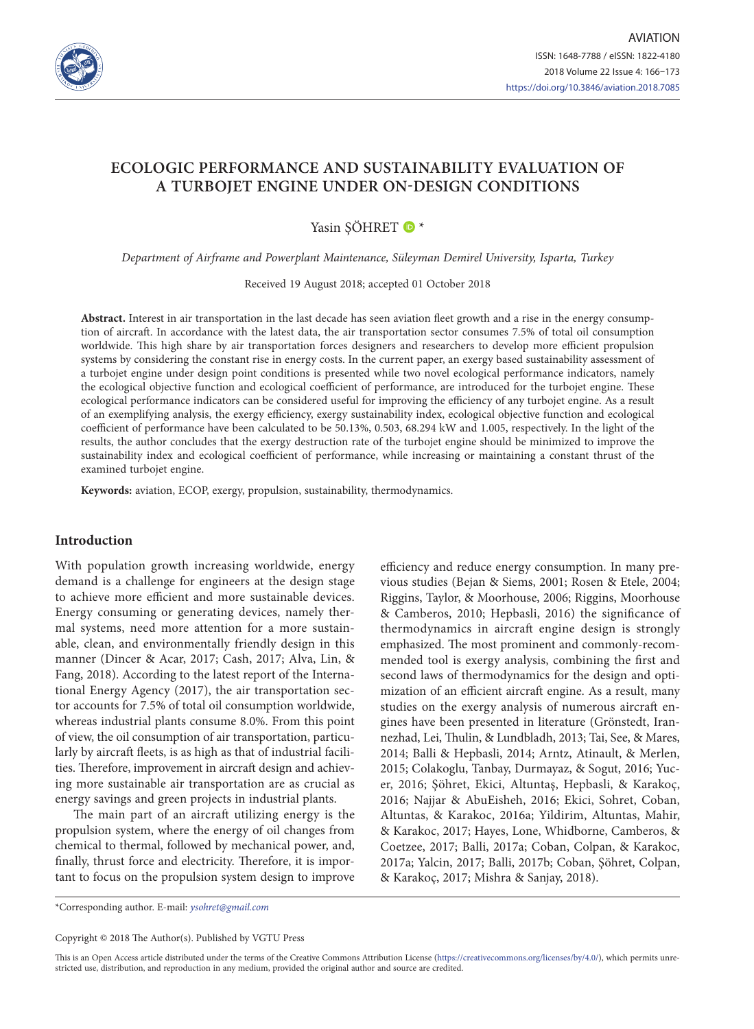# ECOLOGIC PERFORMANCE AND SUSTAINABILITY EVALUATION OF A TURBOJET ENGINE UNDER ON-DESIGN CONDITIONS

Yasin ŞÖHRET *

*Department of Airframe and Powerplant Maintenance, Süleyman Demirel University, Isparta, Turkey*

Received 19 August 2018; accepted 01 October 2018

**Abstract.** Interest in air transportation in the last decade has seen aviation fleet growth and a rise in the energy consumption of aircraft. In accordance with the latest data, the air transportation sector consumes 7.5% of total oil consumption worldwide. This high share by air transportation forces designers and researchers to develop more efficient propulsion systems by considering the constant rise in energy costs. In the current paper, an exergy based sustainability assessment of a turbojet engine under design point conditions is presented while two novel ecological performance indicators, namely the ecological objective function and ecological coefficient of performance, are introduced for the turbojet engine. These ecological performance indicators can be considered useful for improving the efficiency of any turbojet engine. As a result of an exemplifying analysis, the exergy efficiency, exergy sustainability index, ecological objective function and ecological coefficient of performance have been calculated to be 50.13%, 0.503, 68.294 kW and 1.005, respectively. In the light of the results, the author concludes that the exergy destruction rate of the turbojet engine should be minimized to improve the sustainability index and ecological coefficient of performance, while increasing or maintaining a constant thrust of the examined turbojet engine.

**Keywords:** aviation, ECOP, exergy, propulsion, sustainability, thermodynamics.

## Introduction

With population growth increasing worldwide, energy demand is a challenge for engineers at the design stage to achieve more efficient and more sustainable devices. Energy consuming or generating devices, namely thermal systems, need more attention for a more sustainable, clean, and environmentally friendly design in this manner (Dincer & Acar, 2017; Cash, 2017; Alva, Lin, & Fang, 2018). According to the latest report of the International Energy Agency (2017), the air transportation sector accounts for 7.5% of total oil consumption worldwide, whereas industrial plants consume 8.0%. From this point of view, the oil consumption of air transportation, particularly by aircraft fleets, is as high as that of industrial facilities. Therefore, improvement in aircraft design and achieving more sustainable air transportation are as crucial as energy savings and green projects in industrial plants.

The main part of an aircraft utilizing energy is the propulsion system, where the energy of oil changes from chemical to thermal, followed by mechanical power, and, finally, thrust force and electricity. Therefore, it is important to focus on the propulsion system design to improve efficiency and reduce energy consumption. In many previous studies (Bejan & Siems, 2001; Rosen & Etele, 2004; Riggins, Taylor, & Moorhouse, 2006; Riggins, Moorhouse & Camberos, 2010; Hepbasli, 2016) the significance of thermodynamics in aircraft engine design is strongly emphasized. The most prominent and commonly-recommended tool is exergy analysis, combining the first and second laws of thermodynamics for the design and optimization of an efficient aircraft engine. As a result, many studies on the exergy analysis of numerous aircraft engines have been presented in literature (Grönstedt, Irannezhad, Lei, Thulin, & Lundbladh, 2013; Tai, See, & Mares, 2014; Balli & Hepbasli, 2014; Arntz, Atinault, & Merlen, 2015; Colakoglu, Tanbay, Durmayaz, & Sogut, 2016; Yucer, 2016; Şöhret, Ekici, Altuntaş, Hepbasli, & Karakoç, 2016; Najjar & AbuEisheh, 2016; Ekici, Sohret, Coban, Altuntas, & Karakoc, 2016a; Yildirim, Altuntas, Mahir, & Karakoc, 2017; Hayes, Lone, Whidborne, Camberos, & Coetzee, 2017; Balli, 2017a; Coban, Colpan, & Karakoc, 2017a; Yalcin, 2017; Balli, 2017b; Coban, Şöhret, Colpan, & Karakoç, 2017; Mishra & Sanjay, 2018).

*Corresponding author. E-mail: *ysohret@gmail.com*

Copyright © 2018 The Author(s). Published by VGTU Press

This is an Open Access article distributed under the terms of the Creative Commons Attribution License (https://creativecommons.org/licenses/by/4.0/), which permits unrestricted use, distribution, and reproduction in any medium, provided the original author and source are credited.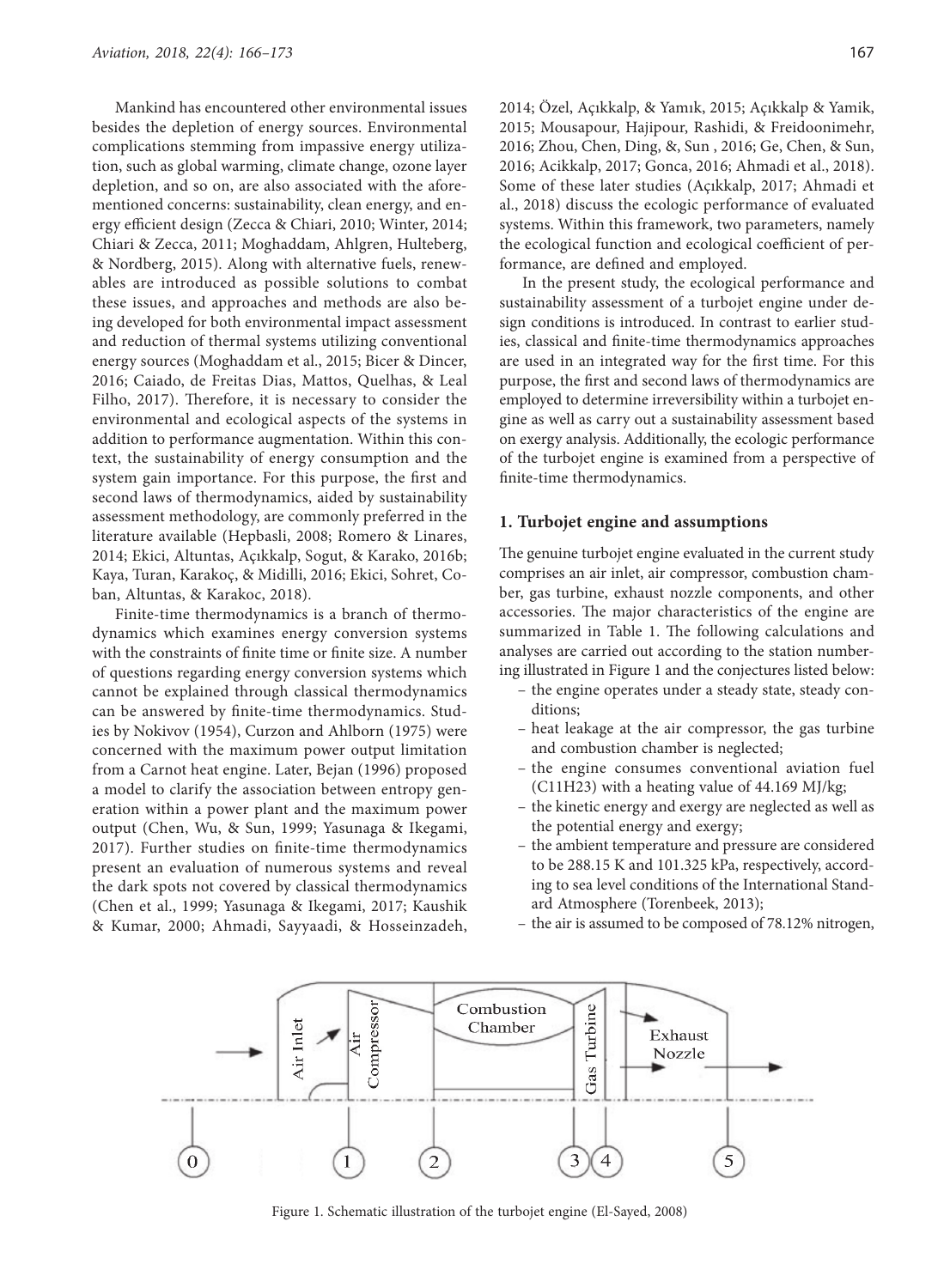Mankind has encountered other environmental issues besides the depletion of energy sources. Environmental complications stemming from impassive energy utilization, such as global warming, climate change, ozone layer depletion, and so on, are also associated with the aforementioned concerns: sustainability, clean energy, and energy efficient design (Zecca & Chiari, 2010; Winter, 2014; Chiari & Zecca, 2011; Moghaddam, Ahlgren, Hulteberg, & Nordberg, 2015). Along with alternative fuels, renewables are introduced as possible solutions to combat these issues, and approaches and methods are also being developed for both environmental impact assessment and reduction of thermal systems utilizing conventional energy sources (Moghaddam et al., 2015; Bicer & Dincer, 2016; Caiado, de Freitas Dias, Mattos, Quelhas, & Leal Filho, 2017). Therefore, it is necessary to consider the environmental and ecological aspects of the systems in addition to performance augmentation. Within this context, the sustainability of energy consumption and the system gain importance. For this purpose, the first and second laws of thermodynamics, aided by sustainability assessment methodology, are commonly preferred in the literature available (Hepbasli, 2008; Romero & Linares, 2014; Ekici, Altuntas, Açıkkalp, Sogut, & Karako, 2016b; Kaya, Turan, Karakoç, & Midilli, 2016; Ekici, Sohret, Coban, Altuntas, & Karakoc, 2018).

Finite-time thermodynamics is a branch of thermodynamics which examines energy conversion systems with the constraints of finite time or finite size. A number of questions regarding energy conversion systems which cannot be explained through classical thermodynamics can be answered by finite-time thermodynamics. Studies by Nokivov (1954), Curzon and Ahlborn (1975) were concerned with the maximum power output limitation from a Carnot heat engine. Later, Bejan (1996) proposed a model to clarify the association between entropy generation within a power plant and the maximum power output (Chen, Wu, & Sun, 1999; Yasunaga & Ikegami, 2017). Further studies on finite-time thermodynamics present an evaluation of numerous systems and reveal the dark spots not covered by classical thermodynamics (Chen et al., 1999; Yasunaga & Ikegami, 2017; Kaushik & Kumar, 2000; Ahmadi, Sayyaadi, & Hosseinzadeh, 2014; Özel, Açıkkalp, & Yamık, 2015; Açıkkalp & Yamik, 2015; Mousapour, Hajipour, Rashidi, & Freidoonimehr, 2016; Zhou, Chen, Ding, &, Sun , 2016; Ge, Chen, & Sun, 2016; Acikkalp, 2017; Gonca, 2016; Ahmadi et al., 2018). Some of these later studies (Açıkkalp, 2017; Ahmadi et al., 2018) discuss the ecologic performance of evaluated systems. Within this framework, two parameters, namely the ecological function and ecological coefficient of performance, are defined and employed.

In the present study, the ecological performance and sustainability assessment of a turbojet engine under design conditions is introduced. In contrast to earlier studies, classical and finite-time thermodynamics approaches are used in an integrated way for the first time. For this purpose, the first and second laws of thermodynamics are employed to determine irreversibility within a turbojet engine as well as carry out a sustainability assessment based on exergy analysis. Additionally, the ecologic performance of the turbojet engine is examined from a perspective of finite-time thermodynamics.

## 1. Turbojet engine and assumptions

The genuine turbojet engine evaluated in the current study comprises an air inlet, air compressor, combustion chamber, gas turbine, exhaust nozzle components, and other accessories. The major characteristics of the engine are summarized in Table 1. The following calculations and analyses are carried out according to the station numbering illustrated in Figure 1 and the conjectures listed below:

- the engine operates under a steady state, steady conditions;
- heat leakage at the air compressor, the gas turbine and combustion chamber is neglected;
- the engine consumes conventional aviation fuel ($C_{11}H_{23}$) with a heating value of 44.169 MJ/kg;
- the kinetic energy and exergy are neglected as well as the potential energy and exergy;
- the ambient temperature and pressure are considered to be 288.15 K and 101.325 kPa, respectively, according to sea level conditions of the International Standard Atmosphere (Torenbeek, 2013);
- the air is assumed to be composed of 78.12% nitrogen,

Figure 1. Schematic illustration of the turbojet engine (El-Sayed, 2008)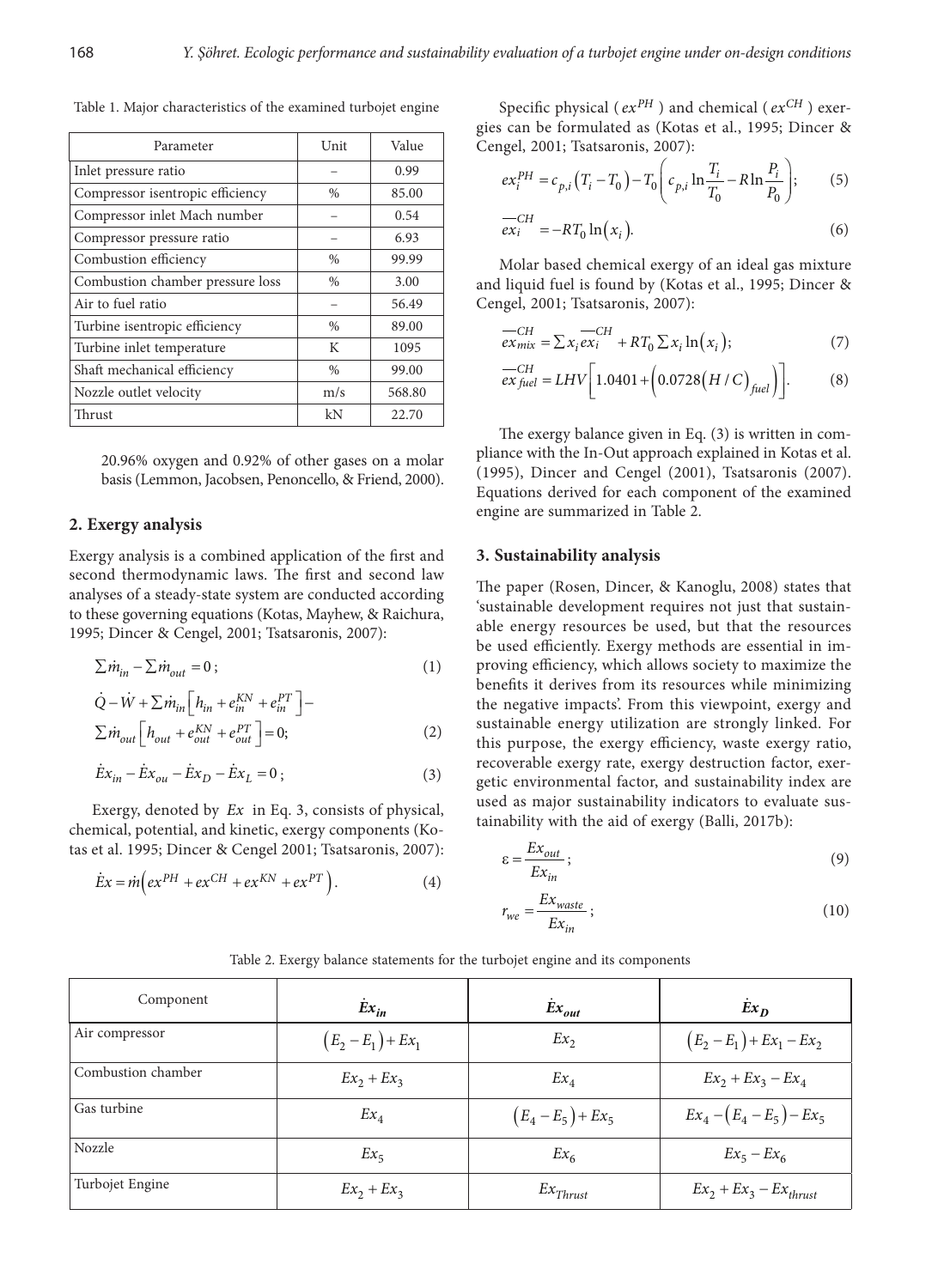Table 1. Major characteristics of the examined turbojet engine

| Parameter | Unit | Value |
|---|---|---|
| Inlet pressure ratio | – | 0.99 |
| Compressor isentropic efficiency | % | 85.00 |
| Compressor inlet Mach number | – | 0.54 |
| Compressor pressure ratio | – | 6.93 |
| Combustion efficiency | % | 99.99 |
| Combustion chamber pressure loss | % | 3.00 |
| Air to fuel ratio | – | 56.49 |
| Turbine isentropic efficiency | % | 89.00 |
| Turbine inlet temperature | K | 1095 |
| Shaft mechanical efficiency | % | 99.00 |
| Nozzle outlet velocity | m/s | 568.80 |
| Thrust | kN | 22.70 |

20.96% oxygen and 0.92% of other gases on a molar basis (Lemmon, Jacobsen, Penoncello, & Friend, 2000).

## 2. Exergy analysis

Exergy analysis is a combined application of the first and second thermodynamic laws. The first and second law analyses of a steady-state system are conducted according to these governing equations (Kotas, Mayhew, & Raichura, 1995; Dincer & Cengel, 2001; Tsatsaronis, 2007):

$$\sum \dot{m}_{in} - \sum \dot{m}_{out} = 0; \tag{1}$$

$$\dot{Q} - \dot{W} + \sum \dot{m}_{in}\left[h_{in} + e_{in}^{KN} + e_{in}^{PT}\right] - \sum \dot{m}_{out}\left[h_{out} + e_{out}^{KN} + e_{out}^{PT}\right] = 0; \tag{2}$$

$$\dot{E}x_{in} - \dot{E}x_{ou} - \dot{E}x_{D} - \dot{E}x_{L} = 0; \tag{3}$$

Exergy, denoted by $Ex$ in Eq. 3, consists of physical, chemical, potential, and kinetic, exergy components (Kotas et al. 1995; Dincer & Cengel 2001; Tsatsaronis, 2007):

$$\dot{E}x = \dot{m}\left(ex^{PH} + ex^{CH} + ex^{KN} + ex^{PT}\right). \tag{4}$$

Specific physical ($ex^{PH}$) and chemical ($ex^{CH}$) exergies can be formulated as (Kotas et al., 1995; Dincer & Cengel, 2001; Tsatsaronis, 2007):

$$ex_i^{PH} = c_{p,i}\left(T_i - T_0\right) - T_0\left(c_{p,i}\ln\frac{T_i}{T_0} - R\ln\frac{P_i}{P_0}\right); \tag{5}$$

$$\overline{ex}_i^{CH} = -RT_0\ln\left(x_i\right). \tag{6}$$

Molar based chemical exergy of an ideal gas mixture and liquid fuel is found by (Kotas et al., 1995; Dincer & Cengel, 2001; Tsatsaronis, 2007):

$$\overline{ex}_{mix}^{CH} = \sum x_i \overline{ex}_i^{CH} + RT_0\sum x_i \ln\left(x_i\right); \tag{7}$$

$$\overline{ex}_{fuel}^{CH} = LHV\left[1.0401 + \left(0.0728\left(H/C\right)_{fuel}\right)\right]. \tag{8}$$

The exergy balance given in Eq. (3) is written in compliance with the In-Out approach explained in Kotas et al. (1995), Dincer and Cengel (2001), Tsatsaronis (2007). Equations derived for each component of the examined engine are summarized in Table 2.

## 3. Sustainability analysis

The paper (Rosen, Dincer, & Kanoglu, 2008) states that 'sustainable development requires not just that sustainable energy resources be used, but that the resources be used efficiently. Exergy methods are essential in improving efficiency, which allows society to maximize the benefits it derives from its resources while minimizing the negative impacts'. From this viewpoint, exergy and sustainable energy utilization are strongly linked. For this purpose, the exergy efficiency, waste exergy ratio, recoverable exergy rate, exergy destruction factor, exergetic environmental factor, and sustainability index are used as major sustainability indicators to evaluate sustainability with the aid of exergy (Balli, 2017b):

$$\varepsilon = \frac{Ex_{out}}{Ex_{in}}; \tag{9}$$

$$r_{we} = \frac{Ex_{waste}}{Ex_{in}}; \tag{10}$$

Table 2. Exergy balance statements for the turbojet engine and its components

| Component | $\dot{E}x_{in}$ | $\dot{E}x_{out}$ | $\dot{E}x_{D}$ |
|---|---|---|---|
| Air compressor | $\left(E_2 - E_1\right) + Ex_1$ | $Ex_2$ | $\left(E_2 - E_1\right) + Ex_1 - Ex_2$ |
| Combustion chamber | $Ex_2 + Ex_3$ | $Ex_4$ | $Ex_2 + Ex_3 - Ex_4$ |
| Gas turbine | $Ex_4$ | $\left(E_4 - E_5\right) + Ex_5$ | $Ex_4 - \left(E_4 - E_5\right) - Ex_5$ |
| Nozzle | $Ex_5$ | $Ex_6$ | $Ex_5 - Ex_6$ |
| Turbojet Engine | $Ex_2 + Ex_3$ | $Ex_{Thrust}$ | $Ex_2 + Ex_3 - Ex_{thrust}$ |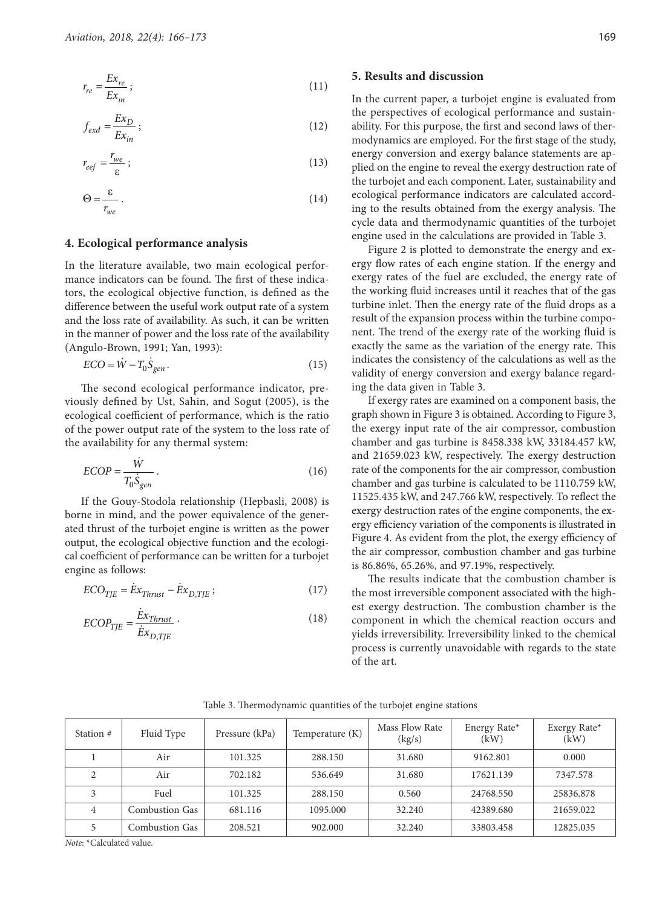$$r_{re} = \frac{Ex_{re}}{Ex_{in}}; \tag{11}$$

$$f_{exd} = \frac{Ex_D}{Ex_{in}}; \tag{12}$$

$$r_{eef} = \frac{r_{we}}{\varepsilon}; \tag{13}$$

$$\Theta = \frac{\varepsilon}{r_{we}}. \tag{14}$$

## 4. Ecological performance analysis

In the literature available, two main ecological performance indicators can be found. The first of these indicators, the ecological objective function, is defined as the difference between the useful work output rate of a system and the loss rate of availability. As such, it can be written in the manner of power and the loss rate of the availability (Angulo-Brown, 1991; Yan, 1993):

$$ECO = \dot{W} - T_0 \dot{S}_{gen}. \tag{15}$$

The second ecological performance indicator, previously defined by Ust, Sahin, and Sogut (2005), is the ecological coefficient of performance, which is the ratio of the power output rate of the system to the loss rate of the availability for any thermal system:

$$ECOP = \frac{\dot{W}}{T_0 \dot{S}_{gen}}. \tag{16}$$

If the Gouy-Stodola relationship (Hepbasli, 2008) is borne in mind, and the power equivalence of the generated thrust of the turbojet engine is written as the power output, the ecological objective function and the ecological coefficient of performance can be written for a turbojet engine as follows:

$$ECO_{TJE} = \dot{E}x_{Thrust} - \dot{E}x_{D,TJE}; \tag{17}$$

$$ECOP_{TJE} = \frac{\dot{E}x_{Thrust}}{\dot{E}x_{D,TJE}}. \tag{18}$$

## 5. Results and discussion

In the current paper, a turbojet engine is evaluated from the perspectives of ecological performance and sustainability. For this purpose, the first and second laws of thermodynamics are employed. For the first stage of the study, energy conversion and exergy balance statements are applied on the engine to reveal the exergy destruction rate of the turbojet and each component. Later, sustainability and ecological performance indicators are calculated according to the results obtained from the exergy analysis. The cycle data and thermodynamic quantities of the turbojet engine used in the calculations are provided in Table 3.

Figure 2 is plotted to demonstrate the energy and exergy flow rates of each engine station. If the energy and exergy rates of the fuel are excluded, the energy rate of the working fluid increases until it reaches that of the gas turbine inlet. Then the energy rate of the fluid drops as a result of the expansion process within the turbine component. The trend of the exergy rate of the working fluid is exactly the same as the variation of the energy rate. This indicates the consistency of the calculations as well as the validity of energy conversion and exergy balance regarding the data given in Table 3.

If exergy rates are examined on a component basis, the graph shown in Figure 3 is obtained. According to Figure 3, the exergy input rate of the air compressor, combustion chamber and gas turbine is 8458.338 kW, 33184.457 kW, and 21659.023 kW, respectively. The exergy destruction rate of the components for the air compressor, combustion chamber and gas turbine is calculated to be 1110.759 kW, 11525.435 kW, and 247.766 kW, respectively. To reflect the exergy destruction rates of the engine components, the exergy efficiency variation of the components is illustrated in Figure 4. As evident from the plot, the exergy efficiency of the air compressor, combustion chamber and gas turbine is 86.86%, 65.26%, and 97.19%, respectively.

The results indicate that the combustion chamber is the most irreversible component associated with the highest exergy destruction. The combustion chamber is the component in which the chemical reaction occurs and yields irreversibility. Irreversibility linked to the chemical process is currently unavoidable with regards to the state of the art.

Table 3. Thermodynamic quantities of the turbojet engine stations

| Station # | Fluid Type | Pressure (kPa) | Temperature (K) | Mass Flow Rate (kg/s) | Energy Rate* (kW) | Exergy Rate* (kW) |
|---|---|---|---|---|---|---|
| 1 | Air | 101.325 | 288.150 | 31.680 | 9162.801 | 0.000 |
| 2 | Air | 702.182 | 536.649 | 31.680 | 17621.139 | 7347.578 |
| 3 | Fuel | 101.325 | 288.150 | 0.560 | 24768.550 | 25836.878 |
| 4 | Combustion Gas | 681.116 | 1095.000 | 32.240 | 42389.680 | 21659.022 |
| 5 | Combustion Gas | 208.521 | 902.000 | 32.240 | 33803.458 | 12825.035 |

*Note*: *Calculated value.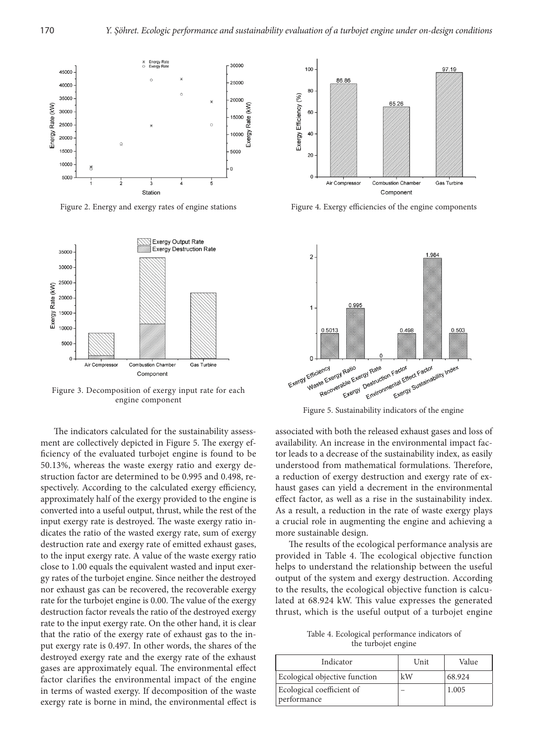Figure 2. Energy and exergy rates of engine stations

Figure 3. Decomposition of exergy input rate for each engine component

Figure 4. Exergy efficiencies of the engine components

Figure 5. Sustainability indicators of the engine

The indicators calculated for the sustainability assessment are collectively depicted in Figure 5. The exergy efficiency of the evaluated turbojet engine is found to be 50.13%, whereas the waste exergy ratio and exergy destruction factor are determined to be 0.995 and 0.498, respectively. According to the calculated exergy efficiency, approximately half of the exergy provided to the engine is converted into a useful output, thrust, while the rest of the input exergy rate is destroyed. The waste exergy ratio indicates the ratio of the wasted exergy rate, sum of exergy destruction rate and exergy rate of emitted exhaust gases, to the input exergy rate. A value of the waste exergy ratio close to 1.00 equals the equivalent wasted and input exergy rates of the turbojet engine. Since neither the destroyed nor exhaust gas can be recovered, the recoverable exergy rate for the turbojet engine is 0.00. The value of the exergy destruction factor reveals the ratio of the destroyed exergy rate to the input exergy rate. On the other hand, it is clear that the ratio of the exergy rate of exhaust gas to the input exergy rate is 0.497. In other words, the shares of the destroyed exergy rate and the exergy rate of the exhaust gases are approximately equal. The environmental effect factor clarifies the environmental impact of the engine in terms of wasted exergy. If decomposition of the waste exergy rate is borne in mind, the environmental effect is associated with both the released exhaust gases and loss of availability. An increase in the environmental impact factor leads to a decrease of the sustainability index, as easily understood from mathematical formulations. Therefore, a reduction of exergy destruction and exergy rate of exhaust gases can yield a decrement in the environmental effect factor, as well as a rise in the sustainability index. As a result, a reduction in the rate of waste exergy plays a crucial role in augmenting the engine and achieving a more sustainable design.

The results of the ecological performance analysis are provided in Table 4. The ecological objective function helps to understand the relationship between the useful output of the system and exergy destruction. According to the results, the ecological objective function is calculated at 68.924 kW. This value expresses the generated thrust, which is the useful output of a turbojet engine

Table 4. Ecological performance indicators of the turbojet engine

| Indicator | Unit | Value |
|---|---|---|
| Ecological objective function | kW | 68.924 |
| Ecological coefficient of performance | – | 1.005 |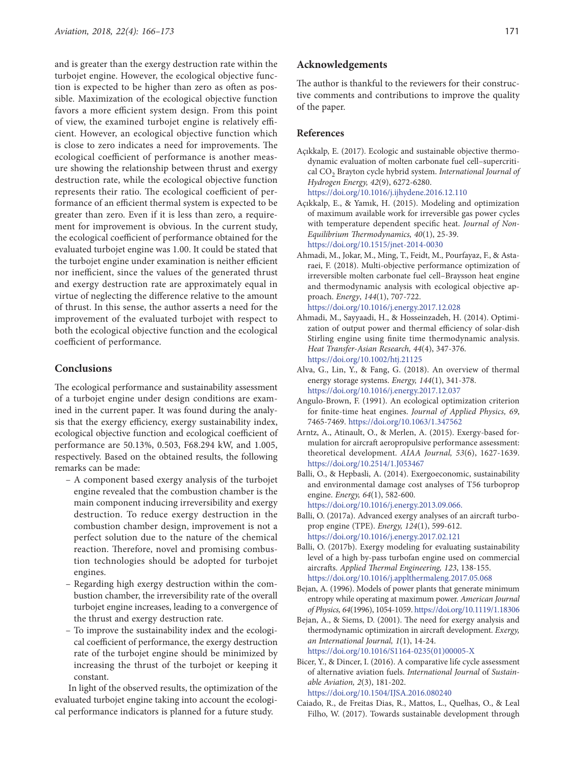and is greater than the exergy destruction rate within the turbojet engine. However, the ecological objective function is expected to be higher than zero as often as possible. Maximization of the ecological objective function favors a more efficient system design. From this point of view, the examined turbojet engine is relatively efficient. However, an ecological objective function which is close to zero indicates a need for improvements. The ecological coefficient of performance is another measure showing the relationship between thrust and exergy destruction rate, while the ecological objective function represents their ratio. The ecological coefficient of performance of an efficient thermal system is expected to be greater than zero. Even if it is less than zero, a requirement for improvement is obvious. In the current study, the ecological coefficient of performance obtained for the evaluated turbojet engine was 1.00. It could be stated that the turbojet engine under examination is neither efficient nor inefficient, since the values of the generated thrust and exergy destruction rate are approximately equal in virtue of neglecting the difference relative to the amount of thrust. In this sense, the author asserts a need for the improvement of the evaluated turbojet with respect to both the ecological objective function and the ecological coefficient of performance.

## Conclusions

The ecological performance and sustainability assessment of a turbojet engine under design conditions are examined in the current paper. It was found during the analysis that the exergy efficiency, exergy sustainability index, ecological objective function and ecological coefficient of performance are 50.13%, 0.503, F68.294 kW, and 1.005, respectively. Based on the obtained results, the following remarks can be made:

- A component based exergy analysis of the turbojet engine revealed that the combustion chamber is the main component inducing irreversibility and exergy destruction. To reduce exergy destruction in the combustion chamber design, improvement is not a perfect solution due to the nature of the chemical reaction. Therefore, novel and promising combustion technologies should be adopted for turbojet engines.
- Regarding high exergy destruction within the combustion chamber, the irreversibility rate of the overall turbojet engine increases, leading to a convergence of the thrust and exergy destruction rate.
- To improve the sustainability index and the ecological coefficient of performance, the exergy destruction rate of the turbojet engine should be minimized by increasing the thrust of the turbojet or keeping it constant.

In light of the observed results, the optimization of the evaluated turbojet engine taking into account the ecological performance indicators is planned for a future study.

## Acknowledgements

The author is thankful to the reviewers for their constructive comments and contributions to improve the quality of the paper.

## References

Açıkkalp, E. (2017). Ecologic and sustainable objective thermodynamic evaluation of molten carbonate fuel cell–supercritical $CO_2$ Brayton cycle hybrid system. *International Journal of Hydrogen Energy, 42*(9), 6272-6280. https://doi.org/10.1016/j.ijhydene.2016.12.110

Açıkkalp, E., & Yamık, H. (2015). Modeling and optimization of maximum available work for irreversible gas power cycles with temperature dependent specific heat. *Journal of Non-Equilibrium Thermodynamics, 40*(1), 25-39. https://doi.org/10.1515/jnet-2014-0030

Ahmadi, M., Jokar, M., Ming, T., Feidt, M., Pourfayaz, F., & Astaraei, F. (2018). Multi-objective performance optimization of irreversible molten carbonate fuel cell–Braysson heat engine and thermodynamic analysis with ecological objective approach. *Energy*, *144*(1), 707-722. https://doi.org/10.1016/j.energy.2017.12.028

Ahmadi, M., Sayyaadi, H., & Hosseinzadeh, H. (2014). Optimization of output power and thermal efficiency of solar-dish Stirling engine using finite time thermodynamic analysis. *Heat Transfer-Asian Research, 44*(4), 347-376. https://doi.org/10.1002/htj.21125

Alva, G., Lin, Y., & Fang, G. (2018). An overview of thermal energy storage systems. *Energy, 144*(1), 341-378. https://doi.org/10.1016/j.energy.2017.12.037

Angulo-Brown, F. (1991). An ecological optimization criterion for finite-time heat engines. *Journal of Applied Physics, 69*, 7465-7469. https://doi.org/10.1063/1.347562

Arntz, A., Atinault, O., & Merlen, A. (2015). Exergy-based formulation for aircraft aeropropulsive performance assessment: theoretical development. *AIAA Journal, 53*(6), 1627-1639. https://doi.org/10.2514/1.J053467

Balli, O., & Hepbasli, A. (2014). Exergoeconomic, sustainability and environmental damage cost analyses of T56 turboprop engine. *Energy, 64*(1), 582-600. https://doi.org/10.1016/j.energy.2013.09.066.

Balli, O. (2017a). Advanced exergy analyses of an aircraft turboprop engine (TPE). *Energy, 124*(1), 599-612. https://doi.org/10.1016/j.energy.2017.02.121

Balli, O. (2017b). Exergy modeling for evaluating sustainability level of a high by-pass turbofan engine used on commercial aircrafts. *Applied Thermal Engineering, 123*, 138-155. https://doi.org/10.1016/j.applthermaleng.2017.05.068

Bejan, A. (1996). Models of power plants that generate minimum entropy while operating at maximum power. *American Journal of Physics, 64*(1996), 1054-1059. https://doi.org/10.1119/1.18306

Bejan, A., & Siems, D. (2001). The need for exergy analysis and thermodynamic optimization in aircraft development. *Exergy, an International Journal, 1*(1), 14-24. https://doi.org/10.1016/S1164-0235(01)00005-X

Bicer, Y., & Dincer, I. (2016). A comparative life cycle assessment of alternative aviation fuels. *International Journal* of *Sustainable Aviation, 2*(3), 181-202. https://doi.org/10.1504/IJSA.2016.080240

Caiado, R., de Freitas Dias, R., Mattos, L., Quelhas, O., & Leal Filho, W. (2017). Towards sustainable development through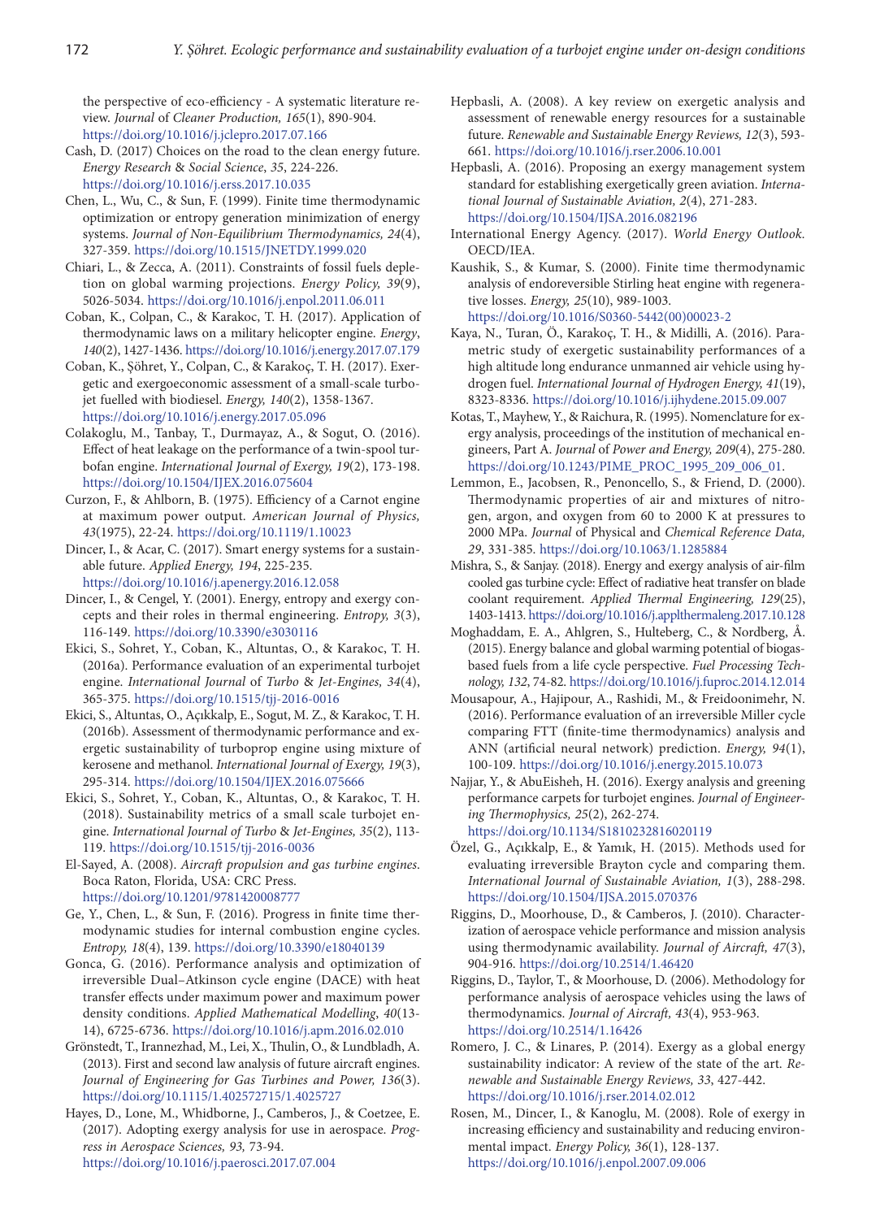the perspective of eco-efficiency - A systematic literature review. *Journal* of *Cleaner Production, 165*(1), 890-904. https://doi.org/10.1016/j.jclepro.2017.07.166

Cash, D. (2017) Choices on the road to the clean energy future. *Energy Research* & *Social Science*, *35*, 224-226. https://doi.org/10.1016/j.erss.2017.10.035

Chen, L., Wu, C., & Sun, F. (1999). Finite time thermodynamic optimization or entropy generation minimization of energy systems. *Journal of Non-Equilibrium Thermodynamics, 24*(4), 327-359. https://doi.org/10.1515/JNETDY.1999.020

Chiari, L., & Zecca, A. (2011). Constraints of fossil fuels depletion on global warming projections. *Energy Policy, 39*(9), 5026-5034. https://doi.org/10.1016/j.enpol.2011.06.011

Coban, K., Colpan, C., & Karakoc, T. H. (2017). Application of thermodynamic laws on a military helicopter engine. *Energy*, *140*(2), 1427-1436. https://doi.org/10.1016/j.energy.2017.07.179

Coban, K., Şöhret, Y., Colpan, C., & Karakoç, T. H. (2017). Exergetic and exergoeconomic assessment of a small-scale turbojet fuelled with biodiesel. *Energy, 140*(2), 1358-1367. https://doi.org/10.1016/j.energy.2017.05.096

Colakoglu, M., Tanbay, T., Durmayaz, A., & Sogut, O. (2016). Effect of heat leakage on the performance of a twin-spool turbofan engine. *International Journal of Exergy, 19*(2), 173-198. https://doi.org/10.1504/IJEX.2016.075604

Curzon, F., & Ahlborn, B. (1975). Efficiency of a Carnot engine at maximum power output. *American Journal of Physics, 43*(1975), 22-24. https://doi.org/10.1119/1.10023

Dincer, I., & Acar, C. (2017). Smart energy systems for a sustainable future. *Applied Energy, 194*, 225-235. https://doi.org/10.1016/j.apenergy.2016.12.058

Dincer, I., & Cengel, Y. (2001). Energy, entropy and exergy concepts and their roles in thermal engineering. *Entropy, 3*(3), 116-149. https://doi.org/10.3390/e3030116

Ekici, S., Sohret, Y., Coban, K., Altuntas, O., & Karakoc, T. H. (2016a). Performance evaluation of an experimental turbojet engine. *International Journal* of *Turbo* & *Jet-Engines, 34*(4), 365-375. https://doi.org/10.1515/tjj-2016-0016

Ekici, S., Altuntas, O., Açıkkalp, E., Sogut, M. Z., & Karakoc, T. H. (2016b). Assessment of thermodynamic performance and exergetic sustainability of turboprop engine using mixture of kerosene and methanol. *International Journal of Exergy, 19*(3), 295-314. https://doi.org/10.1504/IJEX.2016.075666

Ekici, S., Sohret, Y., Coban, K., Altuntas, O., & Karakoc, T. H. (2018). Sustainability metrics of a small scale turbojet engine. *International Journal of Turbo* & *Jet-Engines, 35*(2), 113-119. https://doi.org/10.1515/tjj-2016-0036

El-Sayed, A. (2008). *Aircraft propulsion and gas turbine engines*. Boca Raton, Florida, USA: CRC Press. https://doi.org/10.1201/9781420008777

Ge, Y., Chen, L., & Sun, F. (2016). Progress in finite time thermodynamic studies for internal combustion engine cycles. *Entropy, 18*(4), 139. https://doi.org/10.3390/e18040139

Gonca, G. (2016). Performance analysis and optimization of irreversible Dual–Atkinson cycle engine (DACE) with heat transfer effects under maximum power and maximum power density conditions. *Applied Mathematical Modelling*, *40*(13-14), 6725-6736. https://doi.org/10.1016/j.apm.2016.02.010

Grönstedt, T., Irannezhad, M., Lei, X., Thulin, O., & Lundbladh, A. (2013). First and second law analysis of future aircraft engines. *Journal of Engineering for Gas Turbines and Power, 136*(3). https://doi.org/10.1115/1.402572715/1.4025727

Hayes, D., Lone, M., Whidborne, J., Camberos, J., & Coetzee, E. (2017). Adopting exergy analysis for use in aerospace. *Progress in Aerospace Sciences, 93,* 73-94. https://doi.org/10.1016/j.paerosci.2017.07.004

Hepbasli, A. (2008). A key review on exergetic analysis and assessment of renewable energy resources for a sustainable future. *Renewable and Sustainable Energy Reviews, 12*(3), 593-661. https://doi.org/10.1016/j.rser.2006.10.001

Hepbasli, A. (2016). Proposing an exergy management system standard for establishing exergetically green aviation. *International Journal of Sustainable Aviation, 2*(4), 271-283. https://doi.org/10.1504/IJSA.2016.082196

International Energy Agency. (2017). *World Energy Outlook.* OECD/IEA.

Kaushik, S., & Kumar, S. (2000). Finite time thermodynamic analysis of endoreversible Stirling heat engine with regenerative losses. *Energy, 25*(10), 989-1003. https://doi.org/10.1016/S0360-5442(00)00023-2

Kaya, N., Turan, Ö., Karakoç, T. H., & Midilli, A. (2016). Parametric study of exergetic sustainability performances of a high altitude long endurance unmanned air vehicle using hydrogen fuel. *International Journal of Hydrogen Energy, 41*(19), 8323-8336. https://doi.org/10.1016/j.ijhydene.2015.09.007

Kotas, T., Mayhew, Y., & Raichura, R. (1995). Nomenclature for exergy analysis, proceedings of the institution of mechanical engineers, Part A. *Journal* of *Power and Energy, 209*(4), 275-280. https://doi.org/10.1243/PIME_PROC_1995_209_006_01.

Lemmon, E., Jacobsen, R., Penoncello, S., & Friend, D. (2000). Thermodynamic properties of air and mixtures of nitrogen, argon, and oxygen from 60 to 2000 K at pressures to 2000 MPa. *Journal* of Physical and *Chemical Reference Data, 29*, 331-385. https://doi.org/10.1063/1.1285884

Mishra, S., & Sanjay. (2018). Energy and exergy analysis of air-film cooled gas turbine cycle: Effect of radiative heat transfer on blade coolant requirement. *Applied Thermal Engineering, 129*(25), 1403-1413. https://doi.org/10.1016/j.applthermaleng.2017.10.128

Moghaddam, E. A., Ahlgren, S., Hulteberg, C., & Nordberg, Å. (2015). Energy balance and global warming potential of biogas-based fuels from a life cycle perspective. *Fuel Processing Technology, 132*, 74-82. https://doi.org/10.1016/j.fuproc.2014.12.014

Mousapour, A., Hajipour, A., Rashidi, M., & Freidoonimehr, N. (2016). Performance evaluation of an irreversible Miller cycle comparing FTT (finite-time thermodynamics) analysis and ANN (artificial neural network) prediction. *Energy, 94*(1), 100-109. https://doi.org/10.1016/j.energy.2015.10.073

Najjar, Y., & AbuEisheh, H. (2016). Exergy analysis and greening performance carpets for turbojet engines. *Journal of Engineering Thermophysics, 25*(2), 262-274. https://doi.org/10.1134/S1810232816020119

Özel, G., Açıkkalp, E., & Yamık, H. (2015). Methods used for evaluating irreversible Brayton cycle and comparing them. *International Journal of Sustainable Aviation, 1*(3), 288-298. https://doi.org/10.1504/IJSA.2015.070376

Riggins, D., Moorhouse, D., & Camberos, J. (2010). Characterization of aerospace vehicle performance and mission analysis using thermodynamic availability. *Journal of Aircraft, 47*(3), 904-916. https://doi.org/10.2514/1.46420

Riggins, D., Taylor, T., & Moorhouse, D. (2006). Methodology for performance analysis of aerospace vehicles using the laws of thermodynamics. *Journal of Aircraft, 43*(4), 953-963. https://doi.org/10.2514/1.16426

Romero, J. C., & Linares, P. (2014). Exergy as a global energy sustainability indicator: A review of the state of the art. *Renewable and Sustainable Energy Reviews, 33*, 427-442. https://doi.org/10.1016/j.rser.2014.02.012

Rosen, M., Dincer, I., & Kanoglu, M. (2008). Role of exergy in increasing efficiency and sustainability and reducing environmental impact. *Energy Policy, 36*(1), 128-137. https://doi.org/10.1016/j.enpol.2007.09.006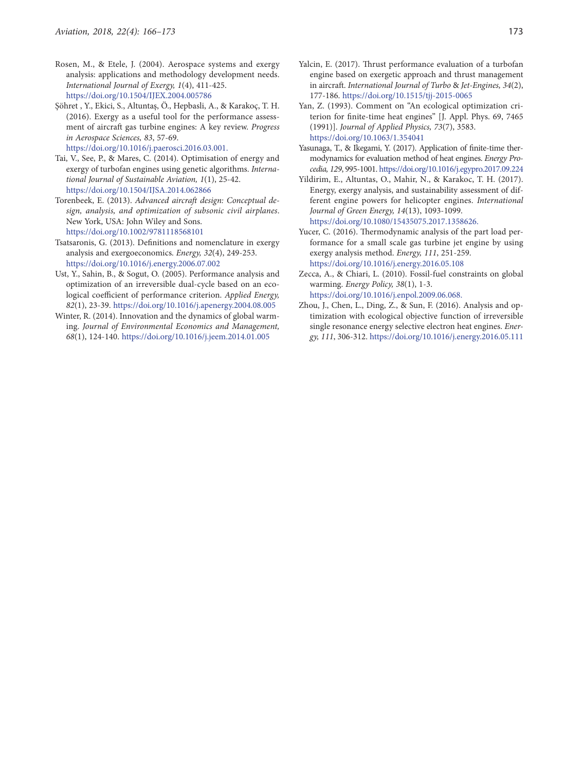Rosen, M., & Etele, J. (2004). Aerospace systems and exergy analysis: applications and methodology development needs. *International Journal of Exergy, 1*(4), 411-425. https://doi.org/10.1504/IJEX.2004.005786

Şöhret , Y., Ekici, S., Altuntaş, Ö., Hepbasli, A., & Karakoç, T. H. (2016). Exergy as a useful tool for the performance assessment of aircraft gas turbine engines: A key review. *Progress in Aerospace Sciences, 83*, 57-69. https://doi.org/10.1016/j.paerosci.2016.03.001.

Tai, V., See, P., & Mares, C. (2014). Optimisation of energy and exergy of turbofan engines using genetic algorithms. *International Journal of Sustainable Aviation, 1*(1), 25-42. https://doi.org/10.1504/IJSA.2014.062866

Torenbeek, E. (2013). *Advanced aircraft design: Conceptual design, analysis, and optimization of subsonic civil airplanes*. New York, USA: John Wiley and Sons. https://doi.org/10.1002/9781118568101

Tsatsaronis, G. (2013). Definitions and nomenclature in exergy analysis and exergoeconomics. *Energy, 32*(4), 249-253. https://doi.org/10.1016/j.energy.2006.07.002

Ust, Y., Sahin, B., & Sogut, O. (2005). Performance analysis and optimization of an irreversible dual-cycle based on an ecological coefficient of performance criterion. *Applied Energy, 82*(1), 23-39. https://doi.org/10.1016/j.apenergy.2004.08.005

Winter, R. (2014). Innovation and the dynamics of global warming. *Journal of Environmental Economics and Management, 68*(1), 124-140. https://doi.org/10.1016/j.jeem.2014.01.005

Yalcin, E. (2017). Thrust performance evaluation of a turbofan engine based on exergetic approach and thrust management in aircraft. *International Journal of Turbo & Jet-Engines, 34*(2), 177-186. https://doi.org/10.1515/tjj-2015-0065

Yan, Z. (1993). Comment on "An ecological optimization criterion for finite-time heat engines" [J. Appl. Phys. 69, 7465 (1991)]. *Journal of Applied Physics, 73*(7), 3583. https://doi.org/10.1063/1.354041

Yasunaga, T., & Ikegami, Y. (2017). Application of finite-time thermodynamics for evaluation method of heat engines. *Energy Procedia, 129*, 995-1001. https://doi.org/10.1016/j.egypro.2017.09.224

Yildirim, E., Altuntas, O., Mahir, N., & Karakoc, T. H. (2017). Energy, exergy analysis, and sustainability assessment of different engine powers for helicopter engines. *International Journal of Green Energy, 14*(13), 1093-1099. https://doi.org/10.1080/15435075.2017.1358626.

Yucer, C. (2016). Thermodynamic analysis of the part load performance for a small scale gas turbine jet engine by using exergy analysis method. *Energy, 111*, 251-259. https://doi.org/10.1016/j.energy.2016.05.108

Zecca, A., & Chiari, L. (2010). Fossil-fuel constraints on global warming. *Energy Policy, 38*(1), 1-3. https://doi.org/10.1016/j.enpol.2009.06.068.

Zhou, J., Chen, L., Ding, Z., & Sun, F. (2016). Analysis and optimization with ecological objective function of irreversible single resonance energy selective electron heat engines. *Energy, 111*, 306-312. https://doi.org/10.1016/j.energy.2016.05.111